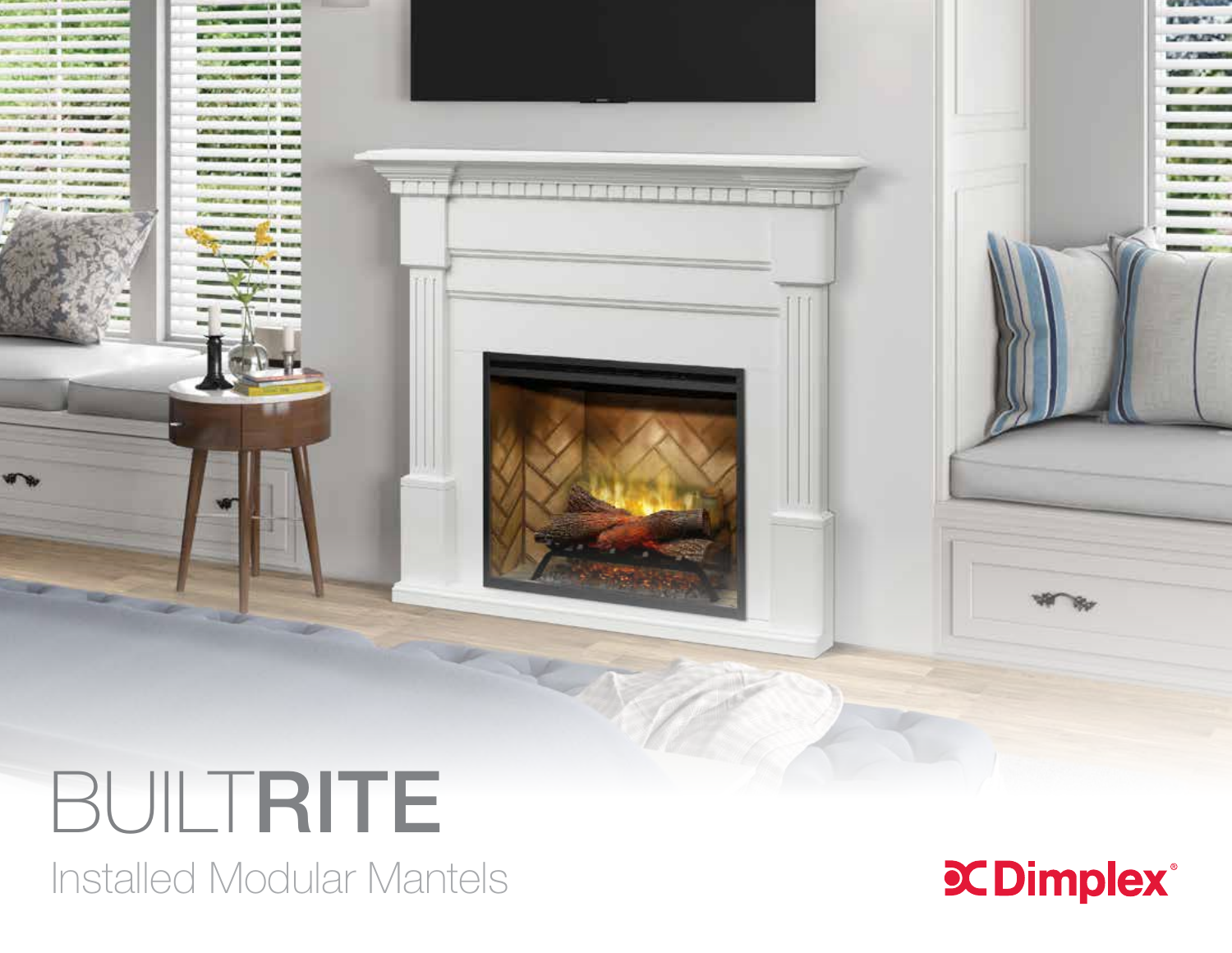# BUILTRITE

Installed Modular Mantels

Dimplex®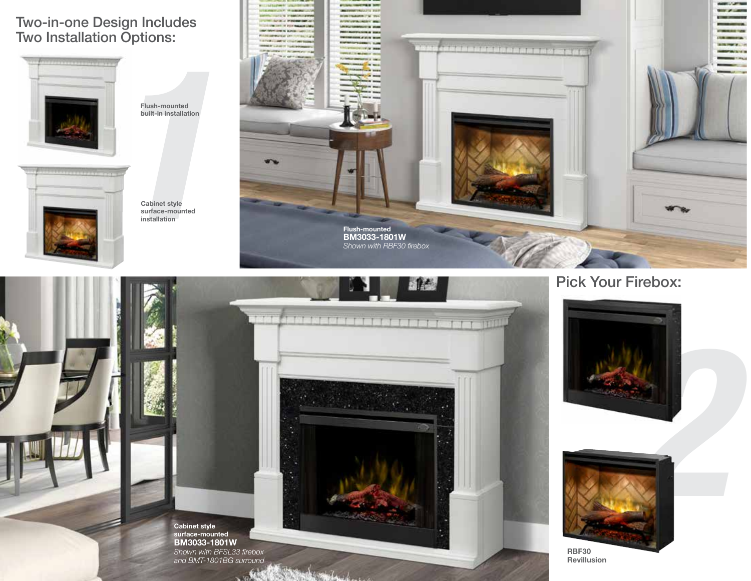## Two-in-one Design Includes Two Installation Options:

**Flush-mounted built-in installation**

**Cabinet style surface-mounted installation**

**Flush-mounted**
**BM3033-1801W**
*Shown with RBF30 firebox*

## Pick Your Firebox:

**Cabinet style surface-mounted**
**BM3033-1801W**
*Shown with BFSL33 firebox and BMT-1801BG surround*

**RBF30**
**Revillusion**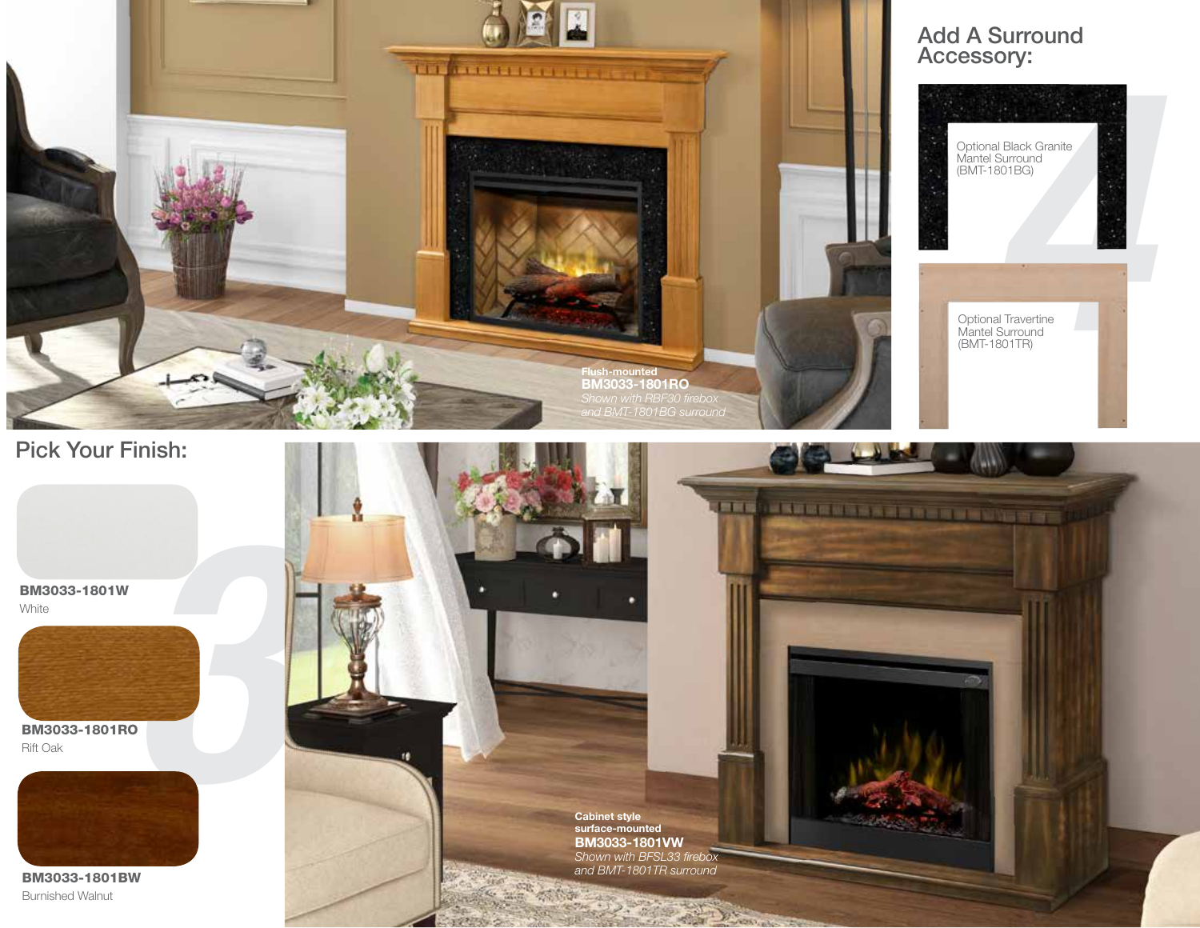## Add A Surround Accessory:

Optional Black Granite Mantel Surround (BMT-1801BG)

Optional Travertine Mantel Surround (BMT-1801TR)

**Flush-mounted**
**BM3033-1801RO**
*Shown with RBF30 firebox and BMT-1801BG surround*

## Pick Your Finish:

**BM3033-1801W**
White

**BM3033-1801RO**
Rift Oak

**BM3033-1801BW**
Burnished Walnut

**Cabinet style surface-mounted**
**BM3033-1801VW**
*Shown with BFSL33 firebox and BMT-1801TR surround*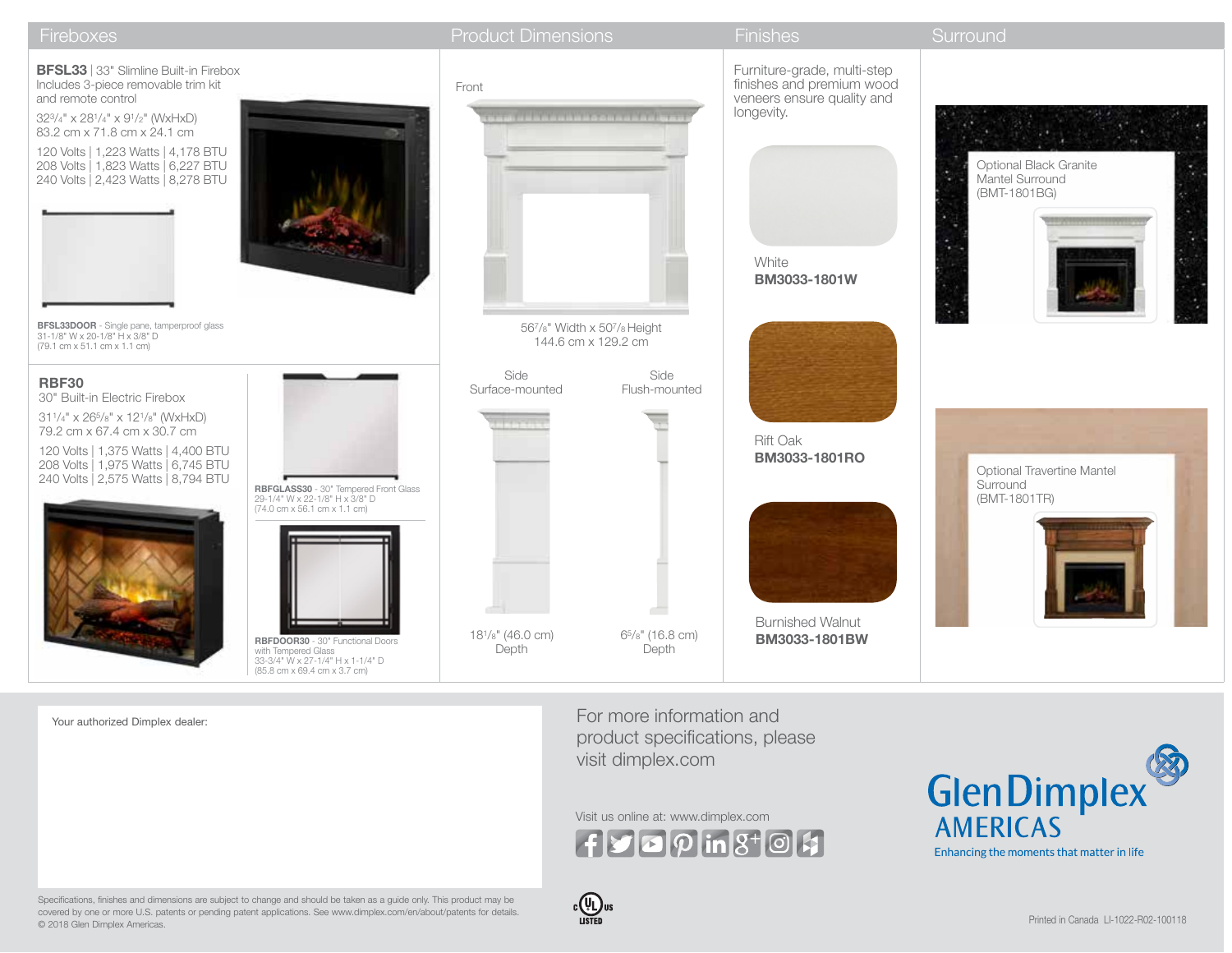## Fireboxes

**BFSL33** | 33" Slimline Built-in Firebox
Includes 3-piece removable trim kit and remote control

32 3/4" x 28 1/4" x 9 1/2" (WxHxD)
83.2 cm x 71.8 cm x 24.1 cm

120 Volts | 1,223 Watts | 4,178 BTU
208 Volts | 1,823 Watts | 6,227 BTU
240 Volts | 2,423 Watts | 8,278 BTU

**BFSL33DOOR** - Single pane, tamperproof glass
31-1/8" W x 20-1/8" H x 3/8" D
(79.1 cm x 51.1 cm x 1.1 cm)

**RBF30**
30" Built-in Electric Firebox

31 1/4" x 26 5/8" x 12 1/8" (WxHxD)
79.2 cm x 67.4 cm x 30.7 cm

120 Volts | 1,375 Watts | 4,400 BTU
208 Volts | 1,975 Watts | 6,745 BTU
240 Volts | 2,575 Watts | 8,794 BTU

**RBFGLASS30** - 30" Tempered Front Glass
29-1/4" W x 22-1/8" H x 3/8" D
(74.0 cm x 56.1 cm x 1.1 cm)

**RBFDOOR30** - 30" Functional Doors with Tempered Glass
33-3/4" W x 27-1/4" H x 1-1/4" D
(85.8 cm x 69.4 cm x 3.7 cm)

## Product Dimensions

Front

56 7/8" Width x 50 7/8 Height
144.6 cm x 129.2 cm

Side
Surface-mounted

18 1/8" (46.0 cm)
Depth

Side
Flush-mounted

6 5/8" (16.8 cm)
Depth

## Finishes

Furniture-grade, multi-step finishes and premium wood veneers ensure quality and longevity.

White
**BM3033-1801W**

Rift Oak
**BM3033-1801RO**

Burnished Walnut
**BM3033-1801BW**

## Surround

Optional Black Granite Mantel Surround
(BMT-1801BG)

Optional Travertine Mantel Surround
(BMT-1801TR)

Your authorized Dimplex dealer:

For more information and product specifications, please visit dimplex.com

Visit us online at: www.dimplex.com

Glen Dimplex
AMERICAS
Enhancing the moments that matter in life

Specifications, finishes and dimensions are subject to change and should be taken as a guide only. This product may be covered by one or more U.S. patents or pending patent applications. See www.dimplex.com/en/about/patents for details.
© 2018 Glen Dimplex Americas.

c UL us LISTED

Printed in Canada LI-1022-R02-100118